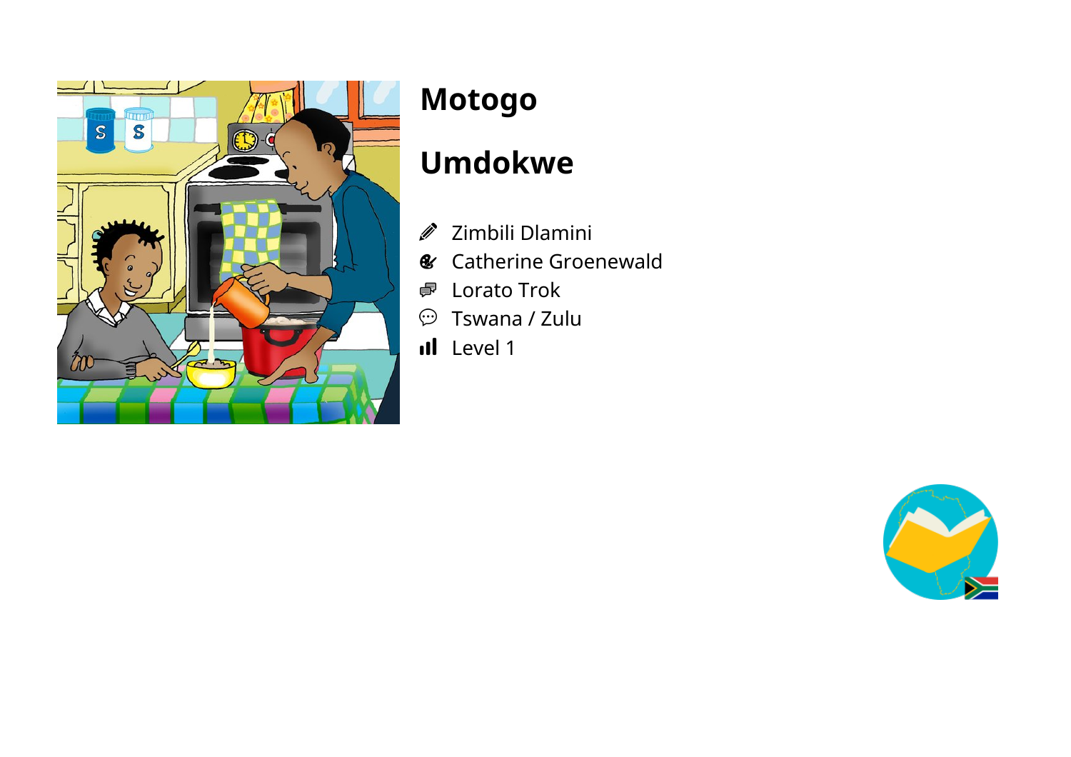# Motogo

# Umdokwe

- Zimbili Dlamini
- Catherine Groenewald
- Lorato Trok
- Tswana / Zulu
- Level 1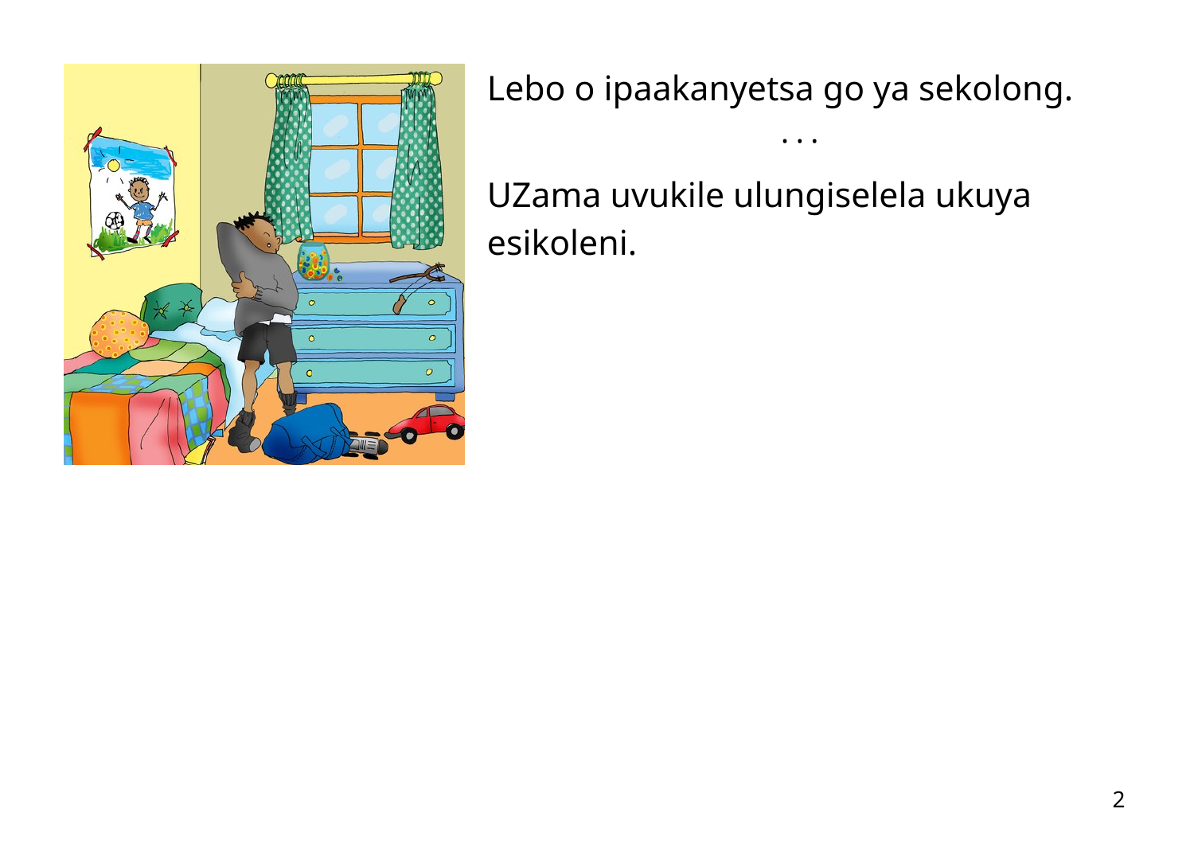Lebo o ipaakanyetsa go ya sekolong.

. . .

UZama uvukile ulungiselela ukuya esikoleni.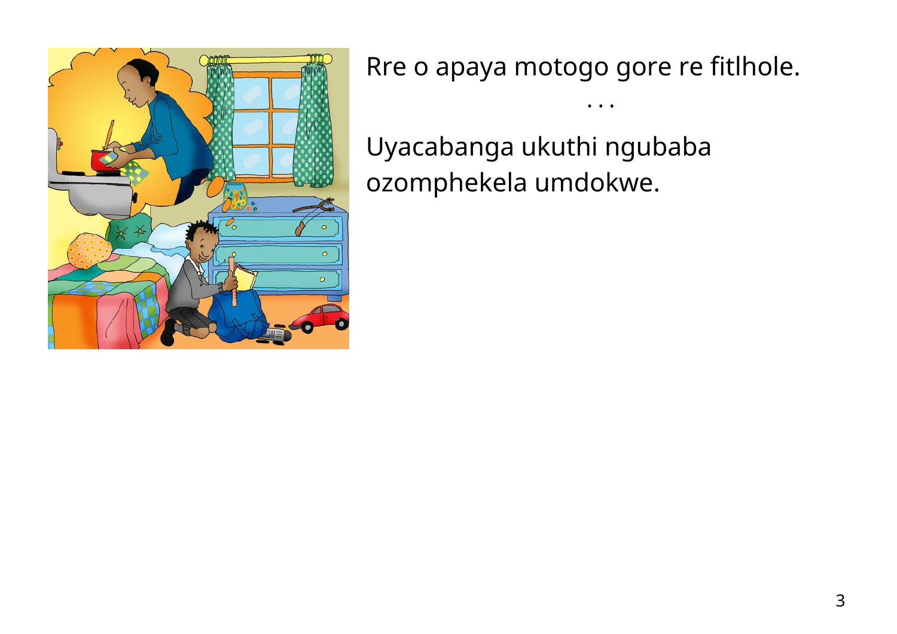Rre o apaya motogo gore re fitlhole.

. . .

Uyacabanga ukuthi ngubaba ozomphekela umdokwe.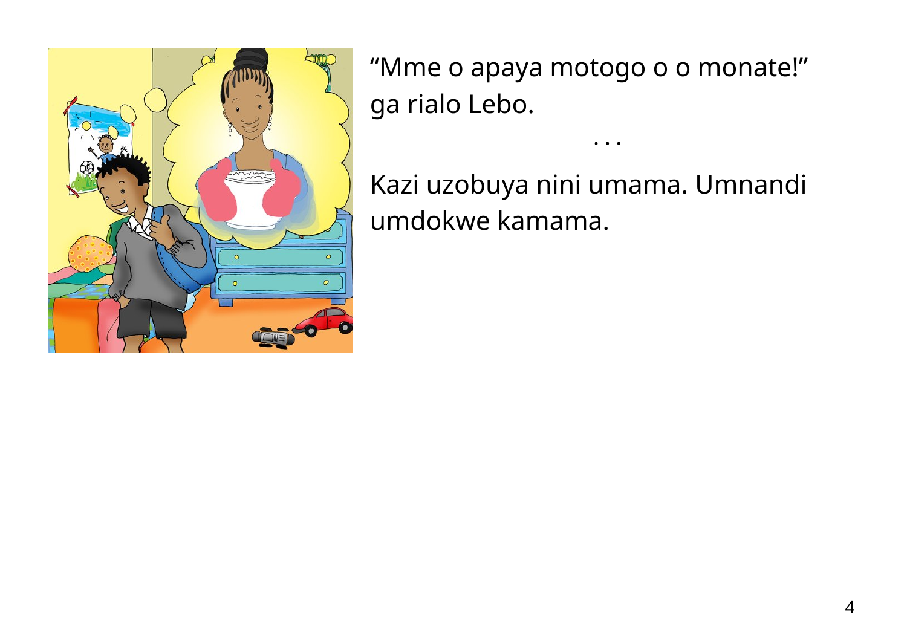“Mme o apaya motogo o o monate!” ga rialo Lebo.

. . .

Kazi uzobuya nini umama. Umnandi umdokwe kamama.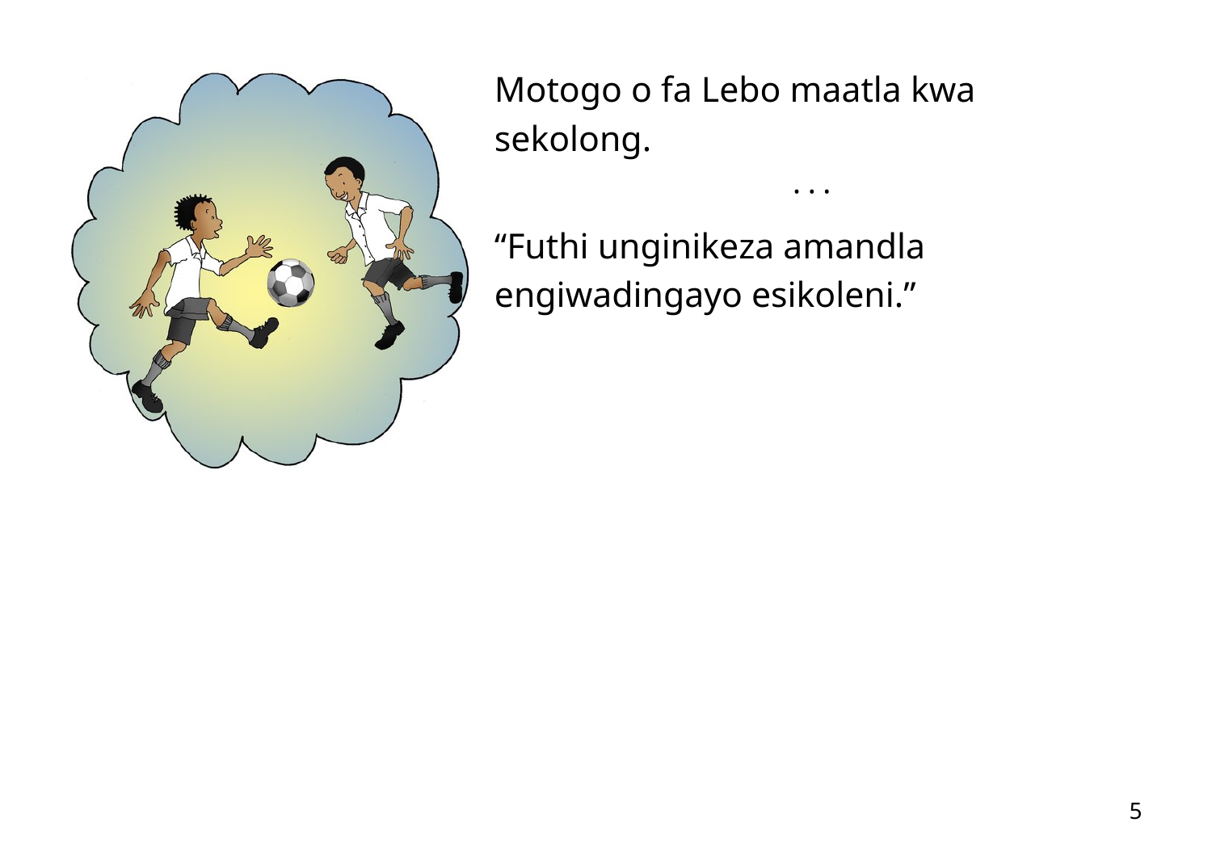Motogo o fa Lebo maatla kwa sekolong.

. . .

“Futhi unginikeza amandla engiwadingayo esikoleni.”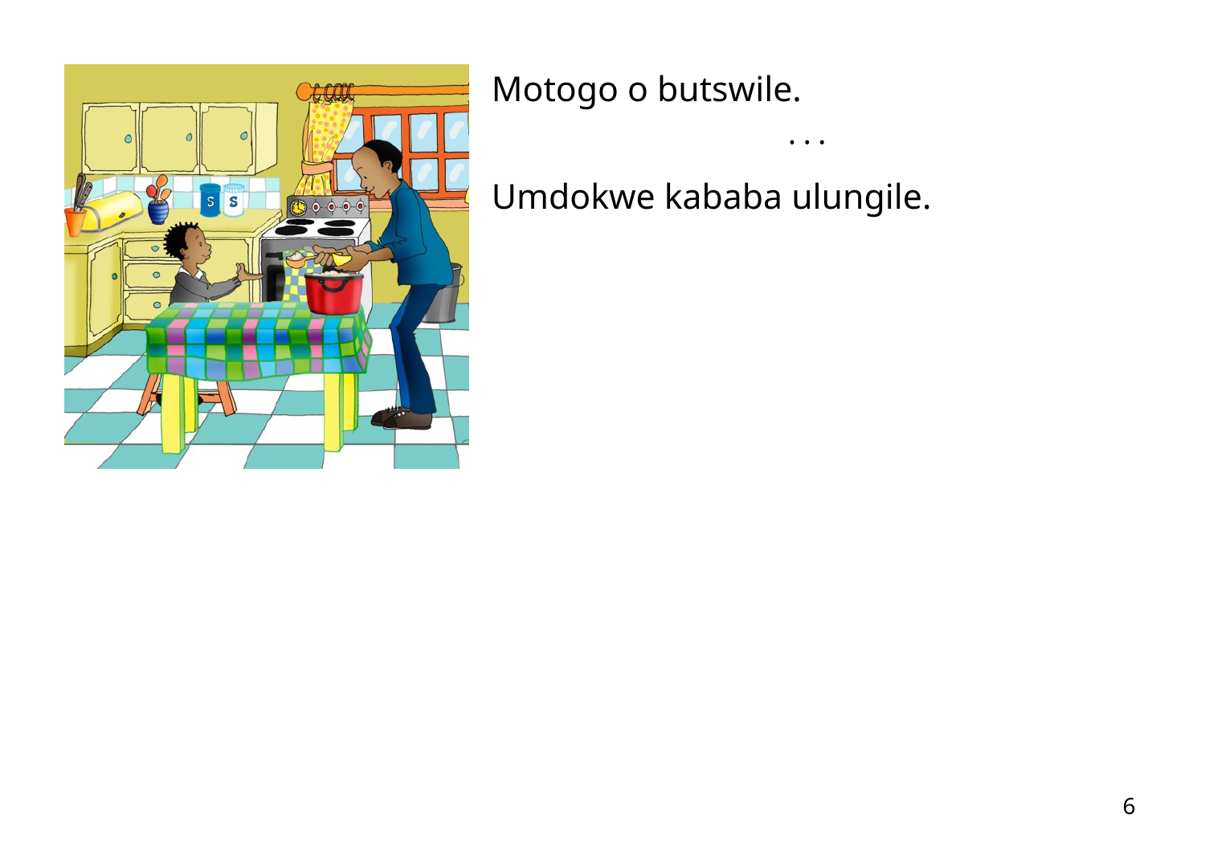Motogo o butswile.

. . .

Umdokwe kababa ulungile.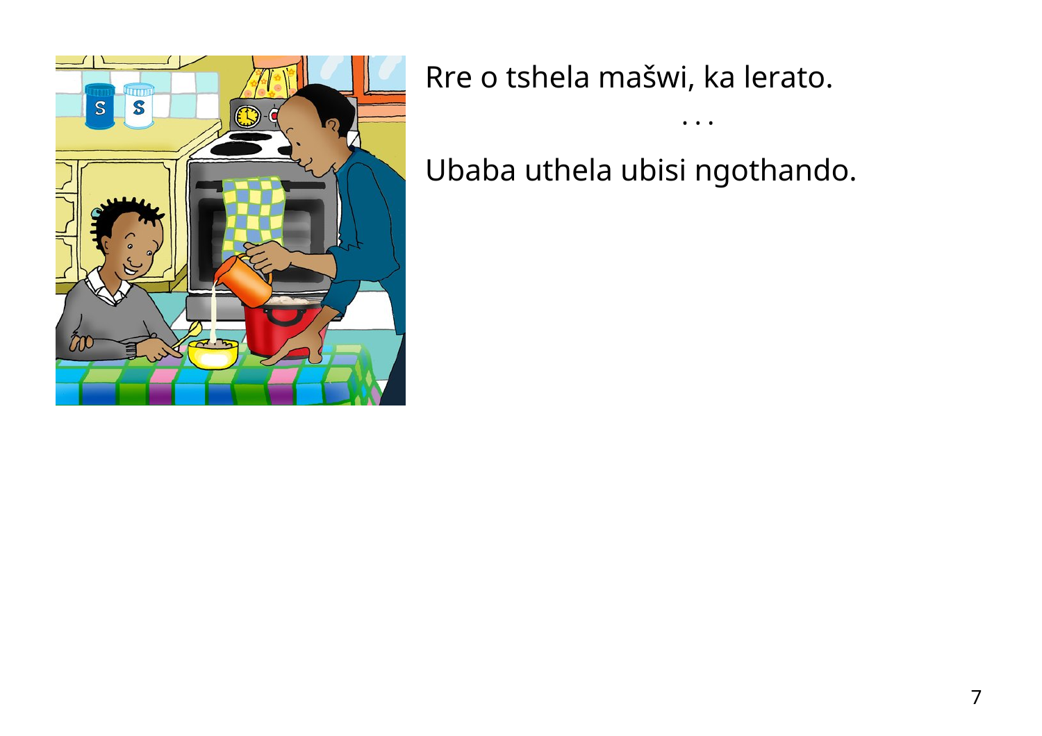Rre o tshela mašwi, ka lerato.

. . .

Ubaba uthela ubisi ngothando.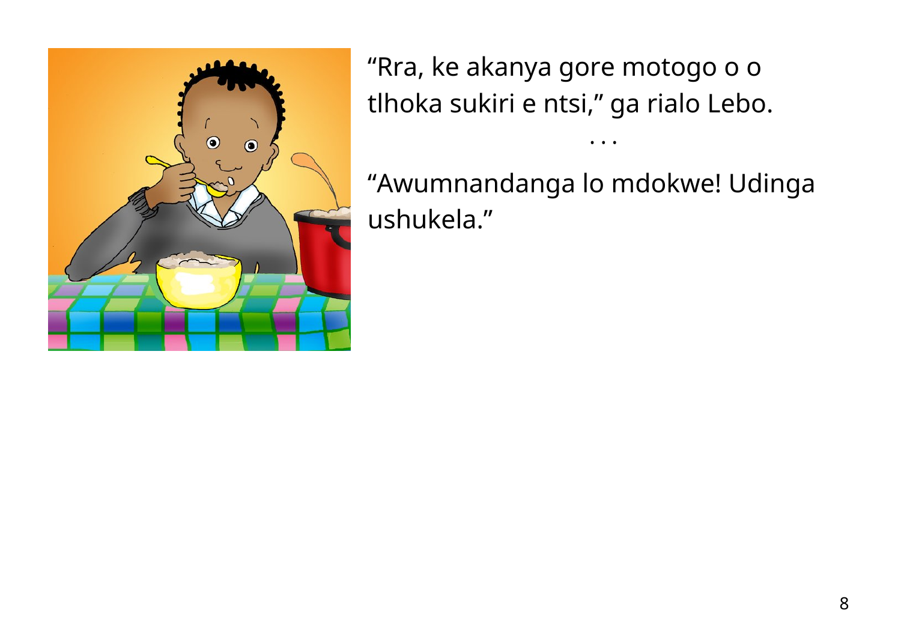“Rra, ke akanya gore motogo o o tlhoka sukiri e ntsi,” ga rialo Lebo.

. . .

“Awumnandanga lo mdokwe! Udinga ushukela.”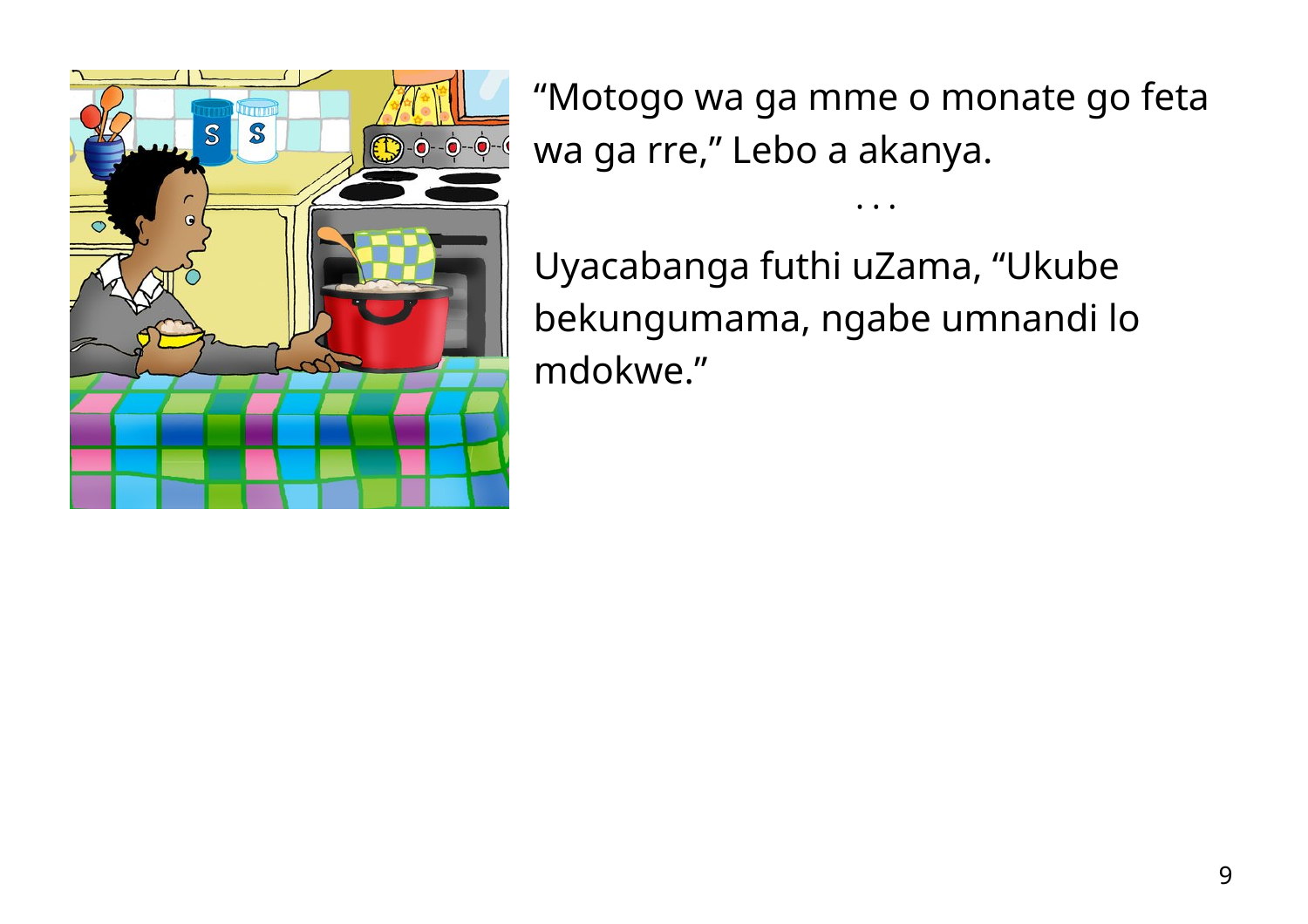“Motogo wa ga mme o monate go feta wa ga rre,” Lebo a akanya.

. . .

Uyacabanga futhi uZama, “Ukube bekungumama, ngabe umnandi lo mdokwe.”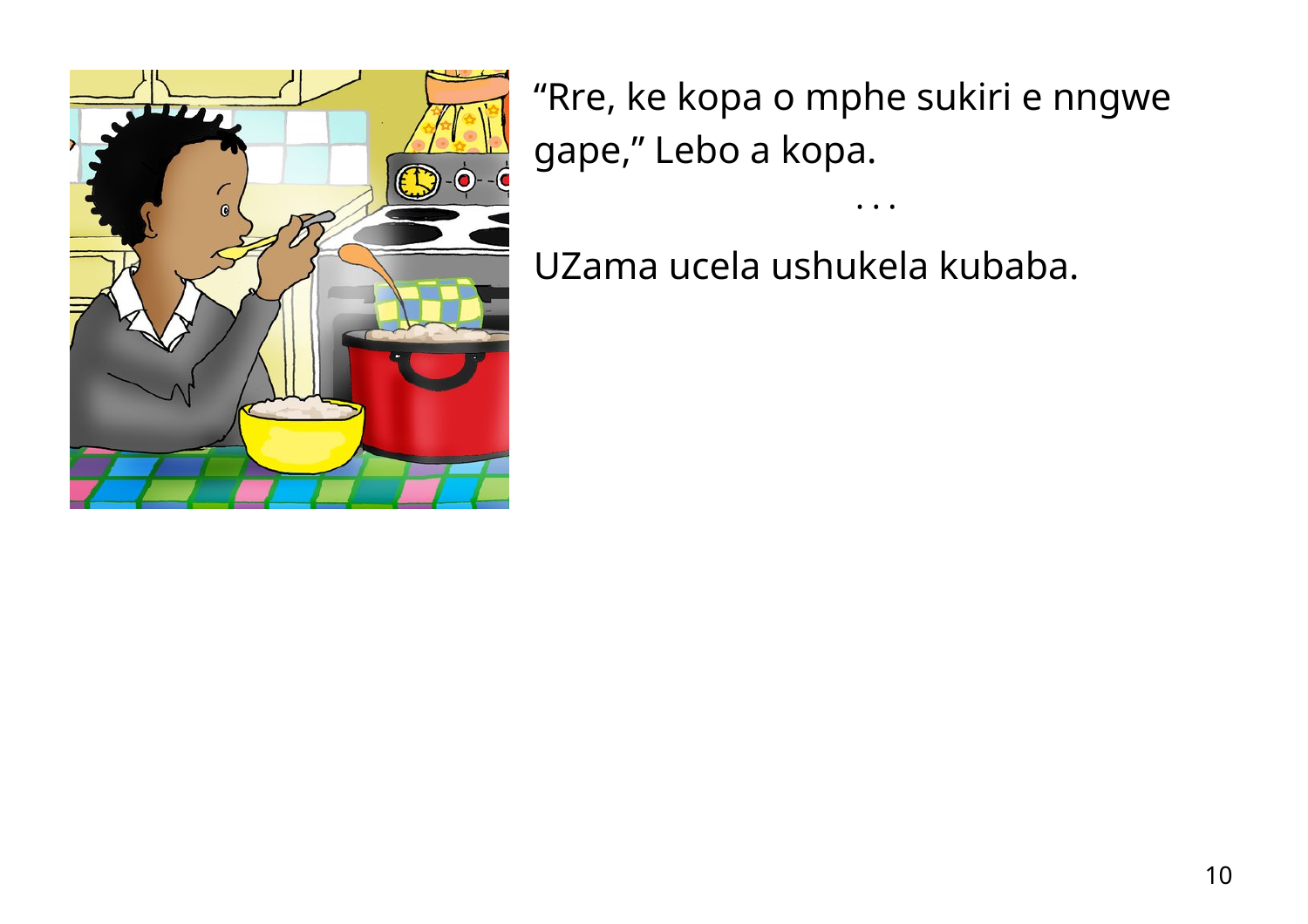“Rre, ke kopa o mphe sukiri e nngwe gape,” Lebo a kopa.

. . .

UZama ucela ushukela kubaba.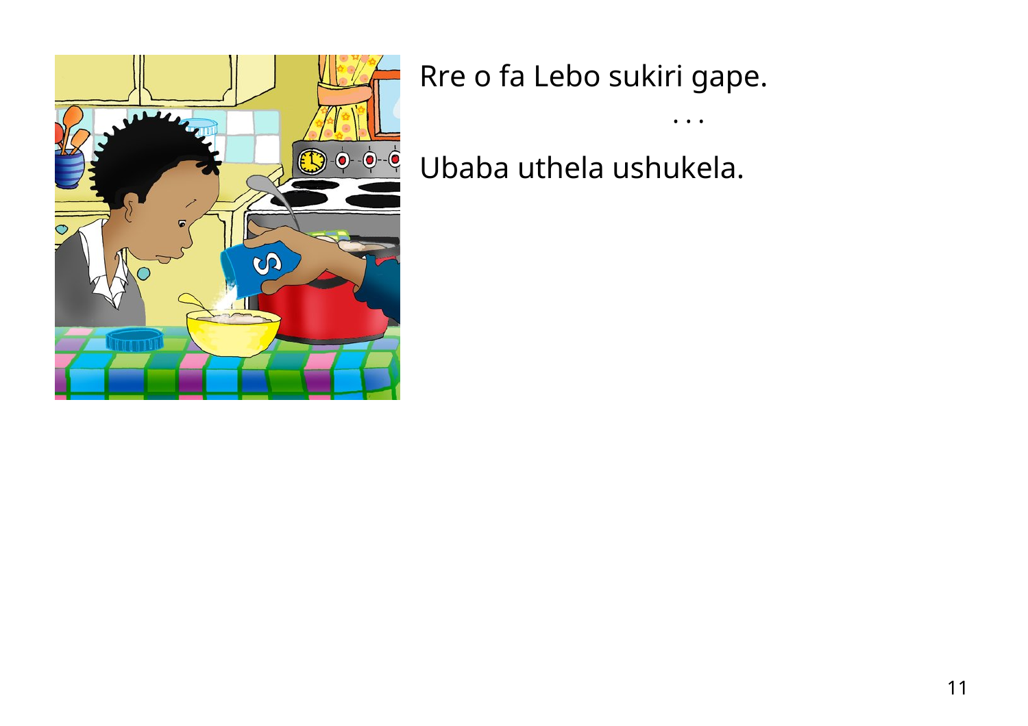Rre o fa Lebo sukiri gape.

. . .

Ubaba uthela ushukela.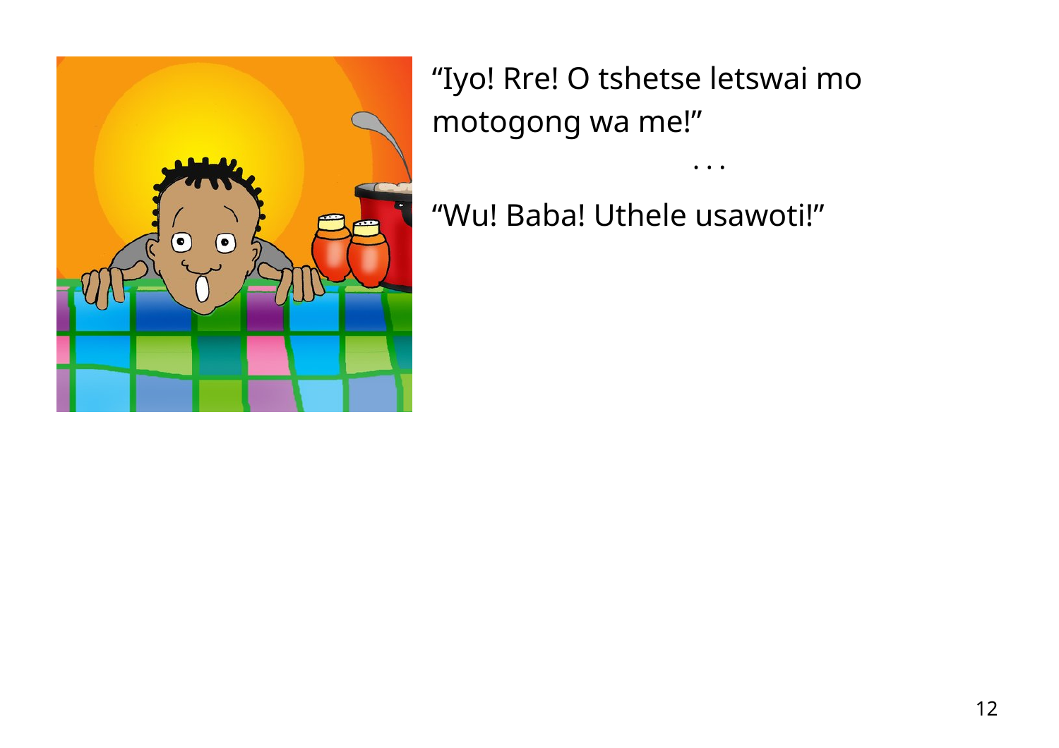“Iyo! Rre! O tshetse letswai mo motogong wa me!”

. . .

“Wu! Baba! Uthele usawoti!”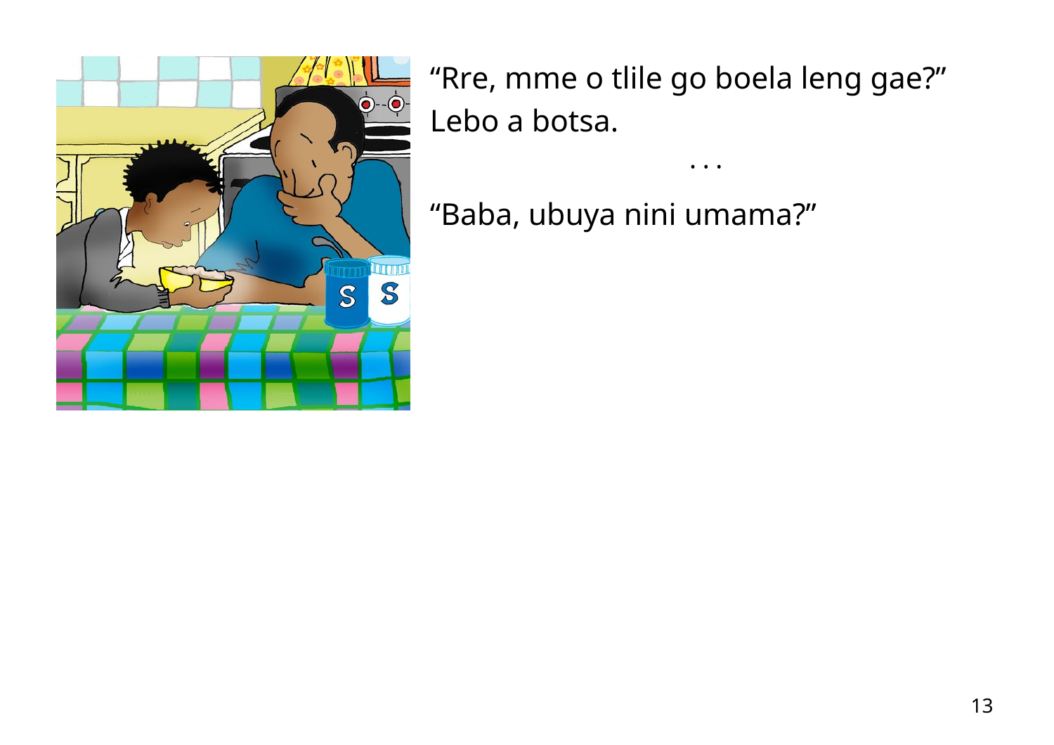“Rre, mme o tlile go boela leng gae?” Lebo a botsa.

. . .

“Baba, ubuya nini umama?”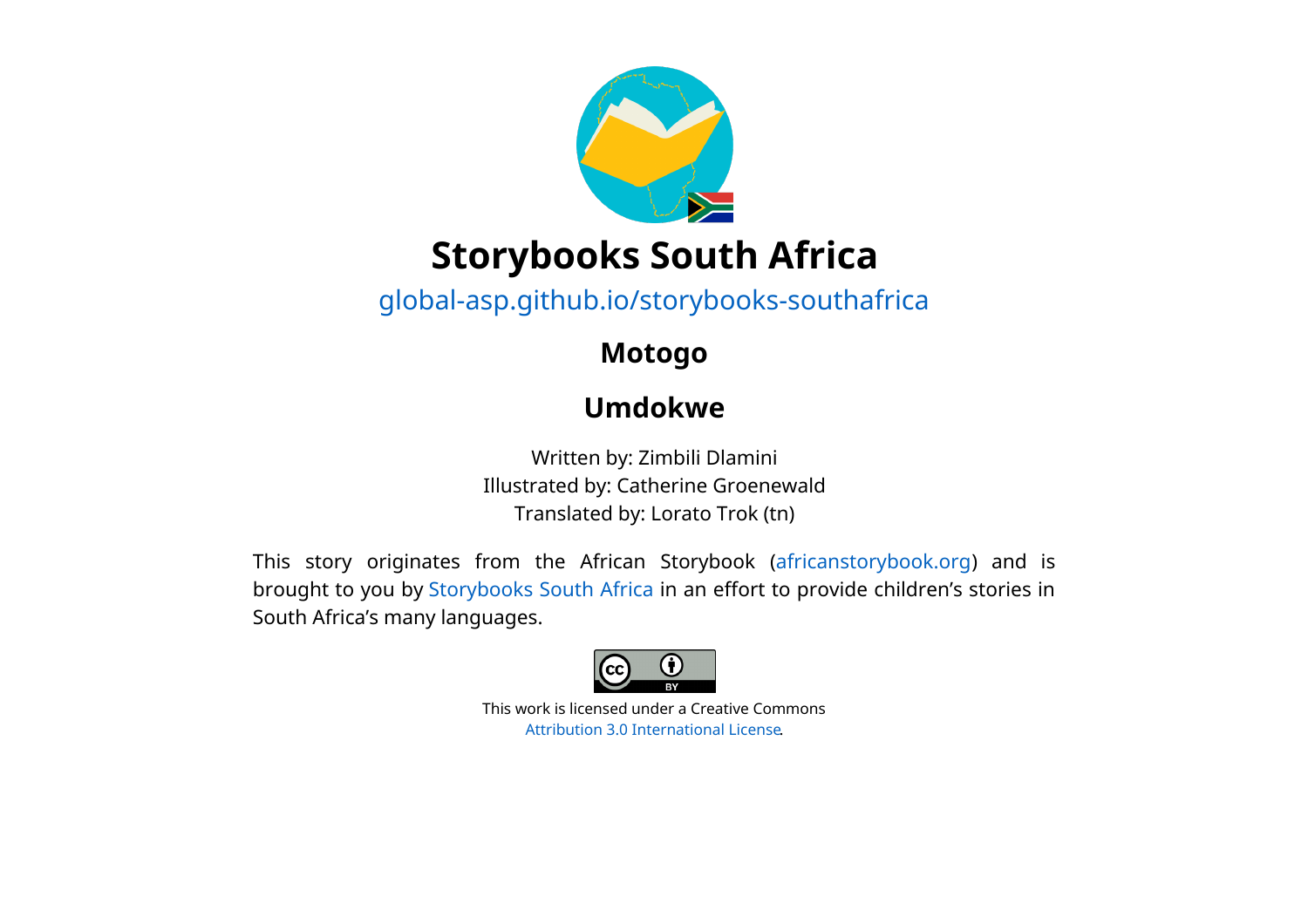# Storybooks South Africa

global-asp.github.io/storybooks-southafrica

## Motogo

## Umdokwe

Written by: Zimbili Dlamini
Illustrated by: Catherine Groenewald
Translated by: Lorato Trok (tn)

This story originates from the African Storybook (africanstorybook.org) and is brought to you by Storybooks South Africa in an effort to provide children's stories in South Africa's many languages.

This work is licensed under a Creative Commons Attribution 3.0 International License.